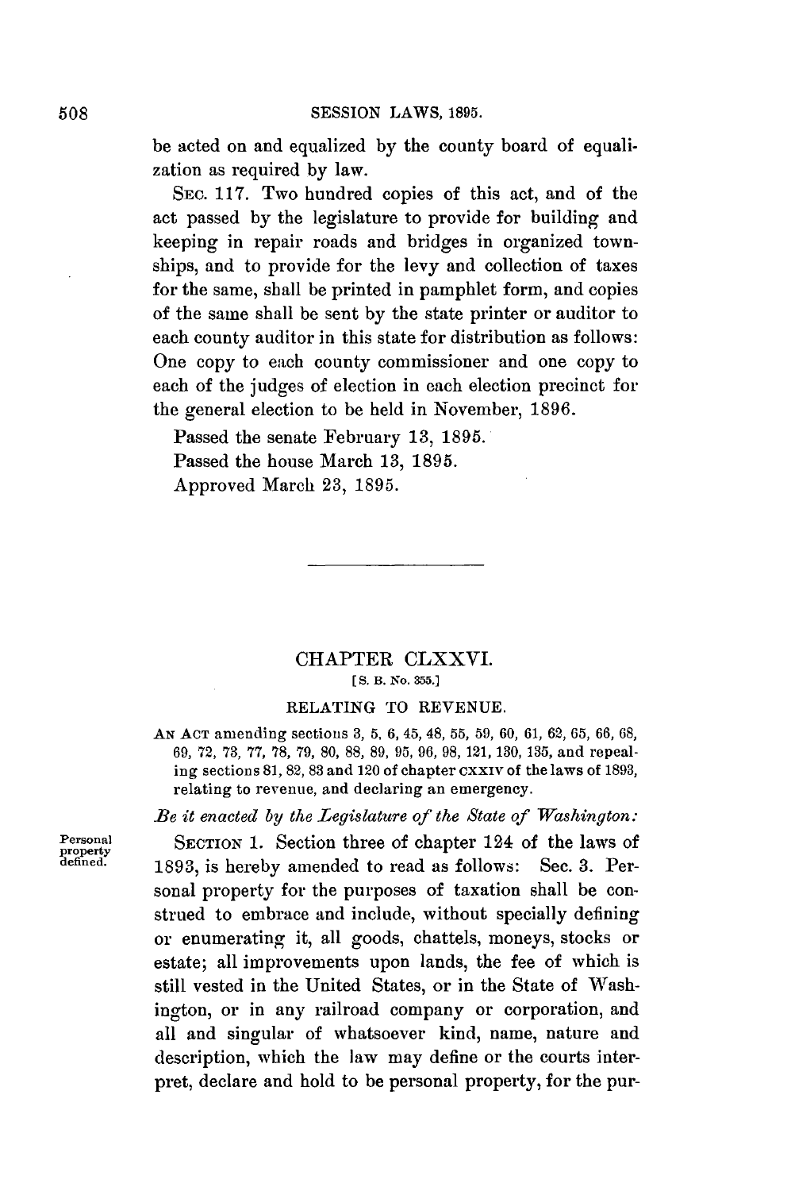be acted on and equalized by the county board of equalization as required by law.

SEC. 117. Two hundred copies of this act, and of the act passed by the legislature to provide for building and keeping in repair roads and bridges in organized townships, and to provide for the levy and collection of taxes for the same, shall be printed in pamphlet form, and copies of the same shall be sent by the state printer or auditor to each county auditor in this state for distribution as follows: One copy to each county commissioner and one copy to each of the judges of election in each election precinct for the general election to be held in November, 1896.

Passed the senate February 13, 1895.
Passed the house March 13, 1895.
Approved March 23, 1895.

---

## CHAPTER CLXXVI.

[S. B. No. 355.]

### RELATING TO REVENUE.

AN ACT amending sections 3, 5, 6, 45, 48, 55, 59, 60, 61, 62, 65, 66, 68, 69, 72, 73, 77, 78, 79, 80, 88, 89, 95, 96, 98, 121, 130, 135, and repealing sections 81, 82, 83 and 120 of chapter CXXIV of the laws of 1893, relating to revenue, and declaring an emergency.

*Be it enacted by the Legislature of the State of Washington:*

Personal property defined.

SECTION 1. Section three of chapter 124 of the laws of 1893, is hereby amended to read as follows: Sec. 3. Personal property for the purposes of taxation shall be construed to embrace and include, without specially defining or enumerating it, all goods, chattels, moneys, stocks or estate; all improvements upon lands, the fee of which is still vested in the United States, or in the State of Washington, or in any railroad company or corporation, and all and singular of whatsoever kind, name, nature and description, which the law may define or the courts interpret, declare and hold to be personal property, for the pur-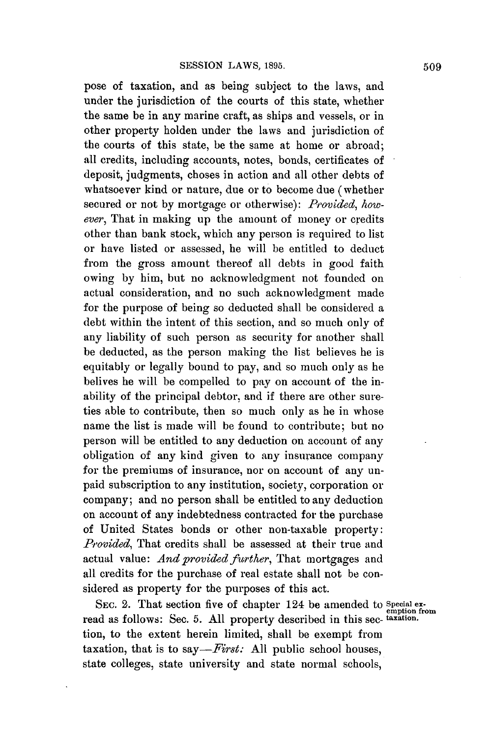pose of taxation, and as being subject to the laws, and under the jurisdiction of the courts of this state, whether the same be in any marine craft, as ships and vessels, or in other property holden under the laws and jurisdiction of the courts of this state, be the same at home or abroad; all credits, including accounts, notes, bonds, certificates of deposit, judgments, choses in action and all other debts of whatsoever kind or nature, due or to become due (whether secured or not by mortgage or otherwise): *Provided, however*, That in making up the amount of money or credits other than bank stock, which any person is required to list or have listed or assessed, he will be entitled to deduct from the gross amount thereof all debts in good faith owing by him, but no acknowledgment not founded on actual consideration, and no such acknowledgment made for the purpose of being so deducted shall be considered a debt within the intent of this section, and so much only of any liability of such person as security for another shall be deducted, as the person making the list believes he is equitably or legally bound to pay, and so much only as he belives he will be compelled to pay on account of the inability of the principal debtor, and if there are other sureties able to contribute, then so much only as he in whose name the list is made will be found to contribute; but no person will be entitled to any deduction on account of any obligation of any kind given to any insurance company for the premiums of insurance, nor on account of any unpaid subscription to any institution, society, corporation or company; and no person shall be entitled to any deduction on account of any indebtedness contracted for the purchase of United States bonds or other non-taxable property: *Provided*, That credits shall be assessed at their true and actual value: *And provided further*, That mortgages and all credits for the purchase of real estate shall not be considered as property for the purposes of this act.

Special exemption from taxation.

SEC. 2. That section five of chapter 124 be amended to read as follows: Sec. 5. All property described in this section, to the extent herein limited, shall be exempt from taxation, that is to say—*First:* All public school houses, state colleges, state university and state normal schools,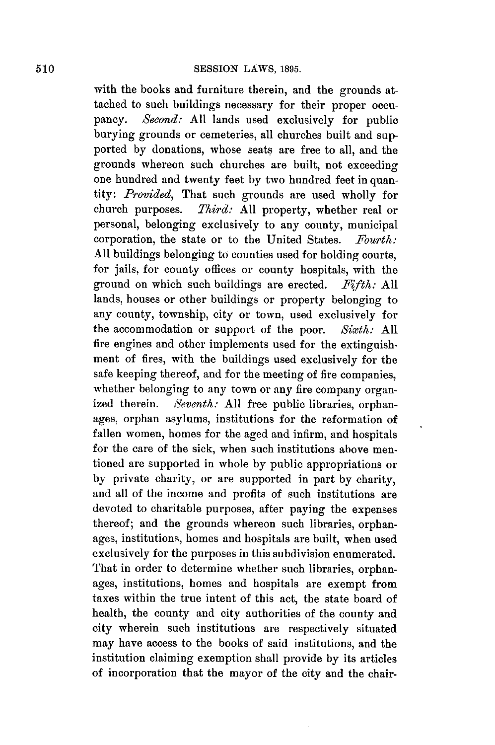with the books and furniture therein, and the grounds attached to such buildings necessary for their proper occupancy. *Second:* All lands used exclusively for public burying grounds or cemeteries, all churches built and supported by donations, whose seats are free to all, and the grounds whereon such churches are built, not exceeding one hundred and twenty feet by two hundred feet in quantity: *Provided,* That such grounds are used wholly for church purposes. *Third:* All property, whether real or personal, belonging exclusively to any county, municipal corporation, the state or to the United States. *Fourth:* All buildings belonging to counties used for holding courts, for jails, for county offices or county hospitals, with the ground on which such buildings are erected. *Fifth:* All lands, houses or other buildings or property belonging to any county, township, city or town, used exclusively for the accommodation or support of the poor. *Sixth:* All fire engines and other implements used for the extinguishment of fires, with the buildings used exclusively for the safe keeping thereof, and for the meeting of fire companies, whether belonging to any town or any fire company organized therein. *Seventh:* All free public libraries, orphanages, orphan asylums, institutions for the reformation of fallen women, homes for the aged and infirm, and hospitals for the care of the sick, when such institutions above mentioned are supported in whole by public appropriations or by private charity, or are supported in part by charity, and all of the income and profits of such institutions are devoted to charitable purposes, after paying the expenses thereof; and the grounds whereon such libraries, orphanages, institutions, homes and hospitals are built, when used exclusively for the purposes in this subdivision enumerated. That in order to determine whether such libraries, orphanages, institutions, homes and hospitals are exempt from taxes within the true intent of this act, the state board of health, the county and city authorities of the county and city wherein such institutions are respectively situated may have access to the books of said institutions, and the institution claiming exemption shall provide by its articles of incorporation that the mayor of the city and the chair-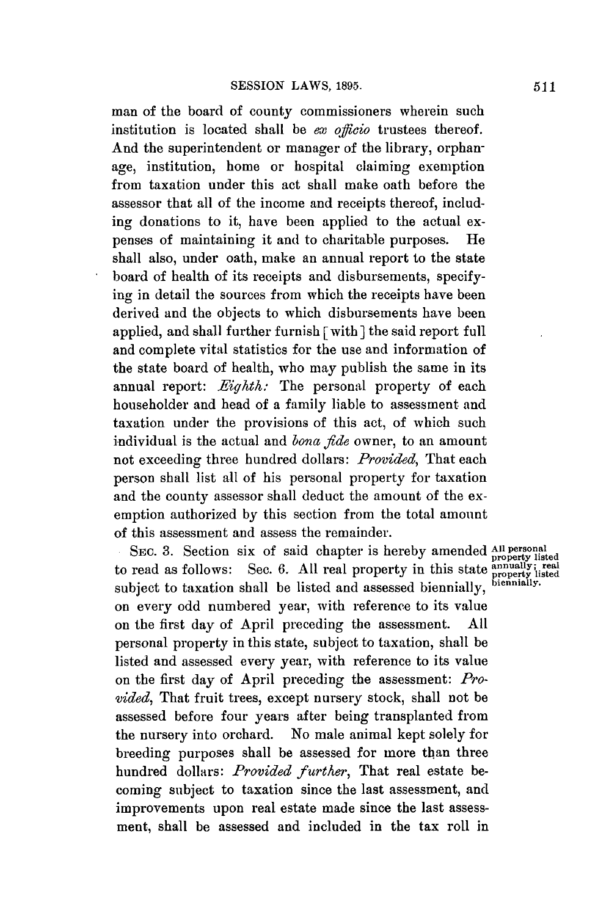man of the board of county commissioners wherein such institution is located shall be *ex officio* trustees thereof. And the superintendent or manager of the library, orphanage, institution, home or hospital claiming exemption from taxation under this act shall make oath before the assessor that all of the income and receipts thereof, including donations to it, have been applied to the actual expenses of maintaining it and to charitable purposes. He shall also, under oath, make an annual report to the state board of health of its receipts and disbursements, specifying in detail the sources from which the receipts have been derived and the objects to which disbursements have been applied, and shall further furnish [with] the said report full and complete vital statistics for the use and information of the state board of health, who may publish the same in its annual report: *Eighth:* The personal property of each householder and head of a family liable to assessment and taxation under the provisions of this act, of which such individual is the actual and *bona fide* owner, to an amount not exceeding three hundred dollars: *Provided,* That each person shall list all of his personal property for taxation and the county assessor shall deduct the amount of the exemption authorized by this section from the total amount of this assessment and assess the remainder.

All personal property listed annually; real property listed biennially.

SEC. 3. Section six of said chapter is hereby amended to read as follows: Sec. 6. All real property in this state subject to taxation shall be listed and assessed biennially, on every odd numbered year, with reference to its value on the first day of April preceding the assessment. All personal property in this state, subject to taxation, shall be listed and assessed every year, with reference to its value on the first day of April preceding the assessment: *Provided,* That fruit trees, except nursery stock, shall not be assessed before four years after being transplanted from the nursery into orchard. No male animal kept solely for breeding purposes shall be assessed for more than three hundred dollars: *Provided further,* That real estate becoming subject to taxation since the last assessment, and improvements upon real estate made since the last assessment, shall be assessed and included in the tax roll in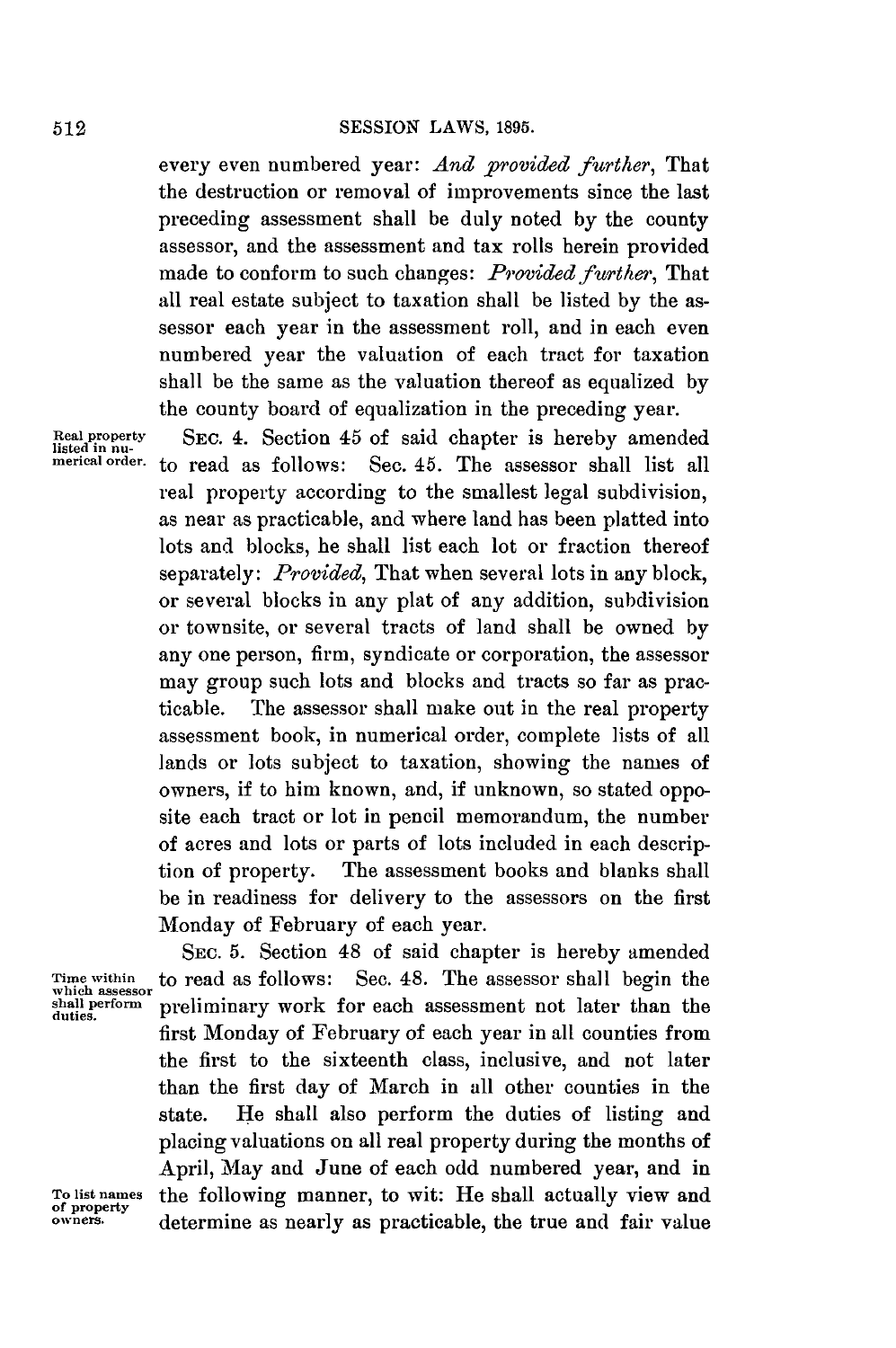every even numbered year: *And provided further*, That the destruction or removal of improvements since the last preceding assessment shall be duly noted by the county assessor, and the assessment and tax rolls herein provided made to conform to such changes: *Provided further*, That all real estate subject to taxation shall be listed by the assessor each year in the assessment roll, and in each even numbered year the valuation of each tract for taxation shall be the same as the valuation thereof as equalized by the county board of equalization in the preceding year.

Real property listed in numerical order.

SEC. 4. Section 45 of said chapter is hereby amended to read as follows: Sec. 45. The assessor shall list all real property according to the smallest legal subdivision, as near as practicable, and where land has been platted into lots and blocks, he shall list each lot or fraction thereof separately: *Provided*, That when several lots in any block, or several blocks in any plat of any addition, subdivision or townsite, or several tracts of land shall be owned by any one person, firm, syndicate or corporation, the assessor may group such lots and blocks and tracts so far as practicable. The assessor shall make out in the real property assessment book, in numerical order, complete lists of all lands or lots subject to taxation, showing the names of owners, if to him known, and, if unknown, so stated opposite each tract or lot in pencil memorandum, the number of acres and lots or parts of lots included in each description of property. The assessment books and blanks shall be in readiness for delivery to the assessors on the first Monday of February of each year.

Time within which assessor shall perform duties.

SEC. 5. Section 48 of said chapter is hereby amended to read as follows: Sec. 48. The assessor shall begin the preliminary work for each assessment not later than the first Monday of February of each year in all counties from the first to the sixteenth class, inclusive, and not later than the first day of March in all other counties in the state. He shall also perform the duties of listing and placing valuations on all real property during the months of April, May and June of each odd numbered year, and in the following manner, to wit: He shall actually view and determine as nearly as practicable, the true and fair value

To list names of property owners.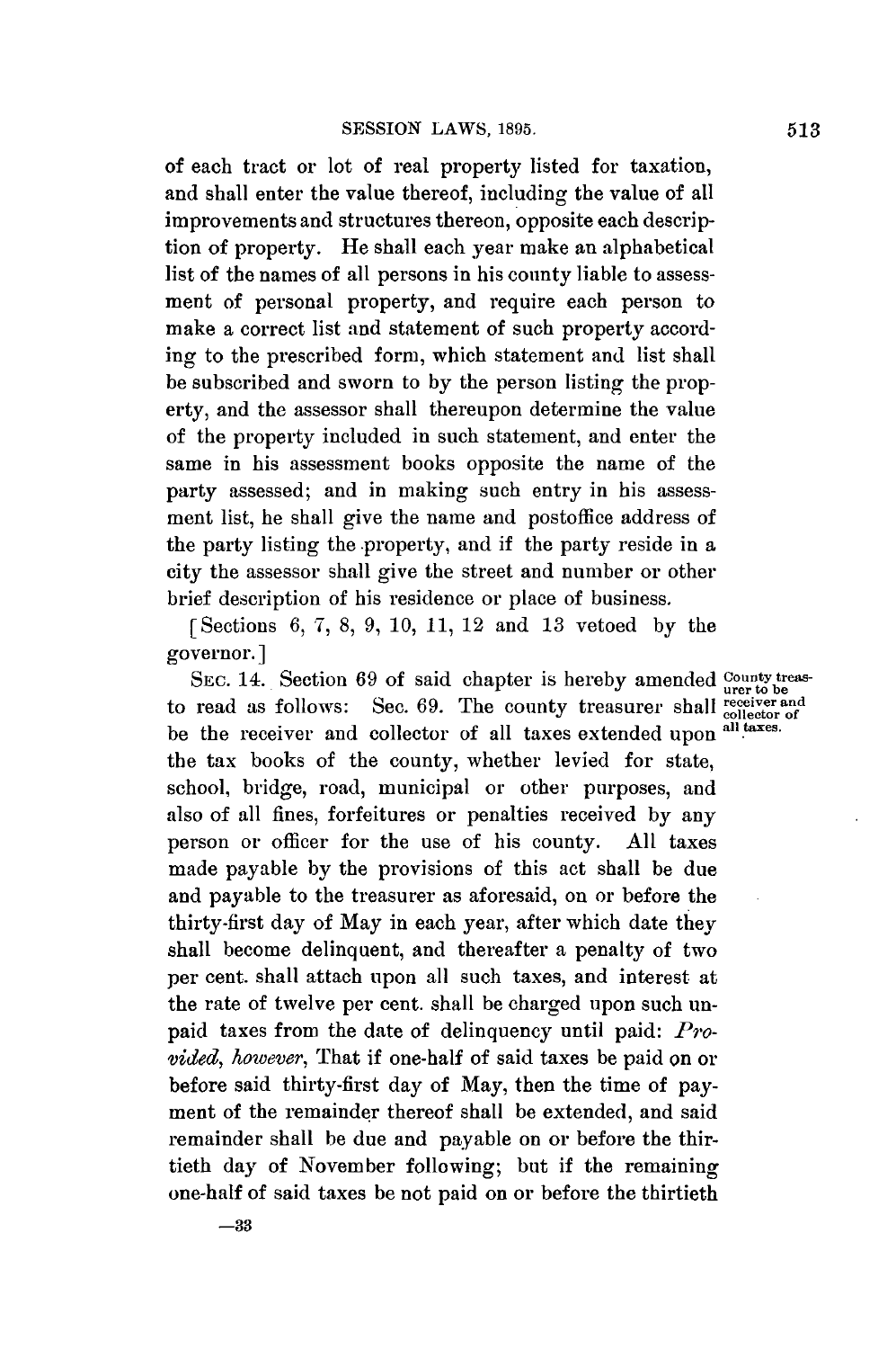of each tract or lot of real property listed for taxation, and shall enter the value thereof, including the value of all improvements and structures thereon, opposite each description of property. He shall each year make an alphabetical list of the names of all persons in his county liable to assessment of personal property, and require each person to make a correct list and statement of such property according to the prescribed form, which statement and list shall be subscribed and sworn to by the person listing the property, and the assessor shall thereupon determine the value of the property included in such statement, and enter the same in his assessment books opposite the name of the party assessed; and in making such entry in his assessment list, he shall give the name and postoffice address of the party listing the property, and if the party reside in a city the assessor shall give the street and number or other brief description of his residence or place of business.

[Sections 6, 7, 8, 9, 10, 11, 12 and 13 vetoed by the governor.]

County treasurer to be receiver and collector of all taxes.

SEC. 14. Section 69 of said chapter is hereby amended to read as follows: Sec. 69. The county treasurer shall be the receiver and collector of all taxes extended upon the tax books of the county, whether levied for state, school, bridge, road, municipal or other purposes, and also of all fines, forfeitures or penalties received by any person or officer for the use of his county. All taxes made payable by the provisions of this act shall be due and payable to the treasurer as aforesaid, on or before the thirty-first day of May in each year, after which date they shall become delinquent, and thereafter a penalty of two per cent. shall attach upon all such taxes, and interest at the rate of twelve per cent. shall be charged upon such unpaid taxes from the date of delinquency until paid: *Provided, however,* That if one-half of said taxes be paid on or before said thirty-first day of May, then the time of payment of the remainder thereof shall be extended, and said remainder shall be due and payable on or before the thirtieth day of November following; but if the remaining one-half of said taxes be not paid on or before the thirtieth

—33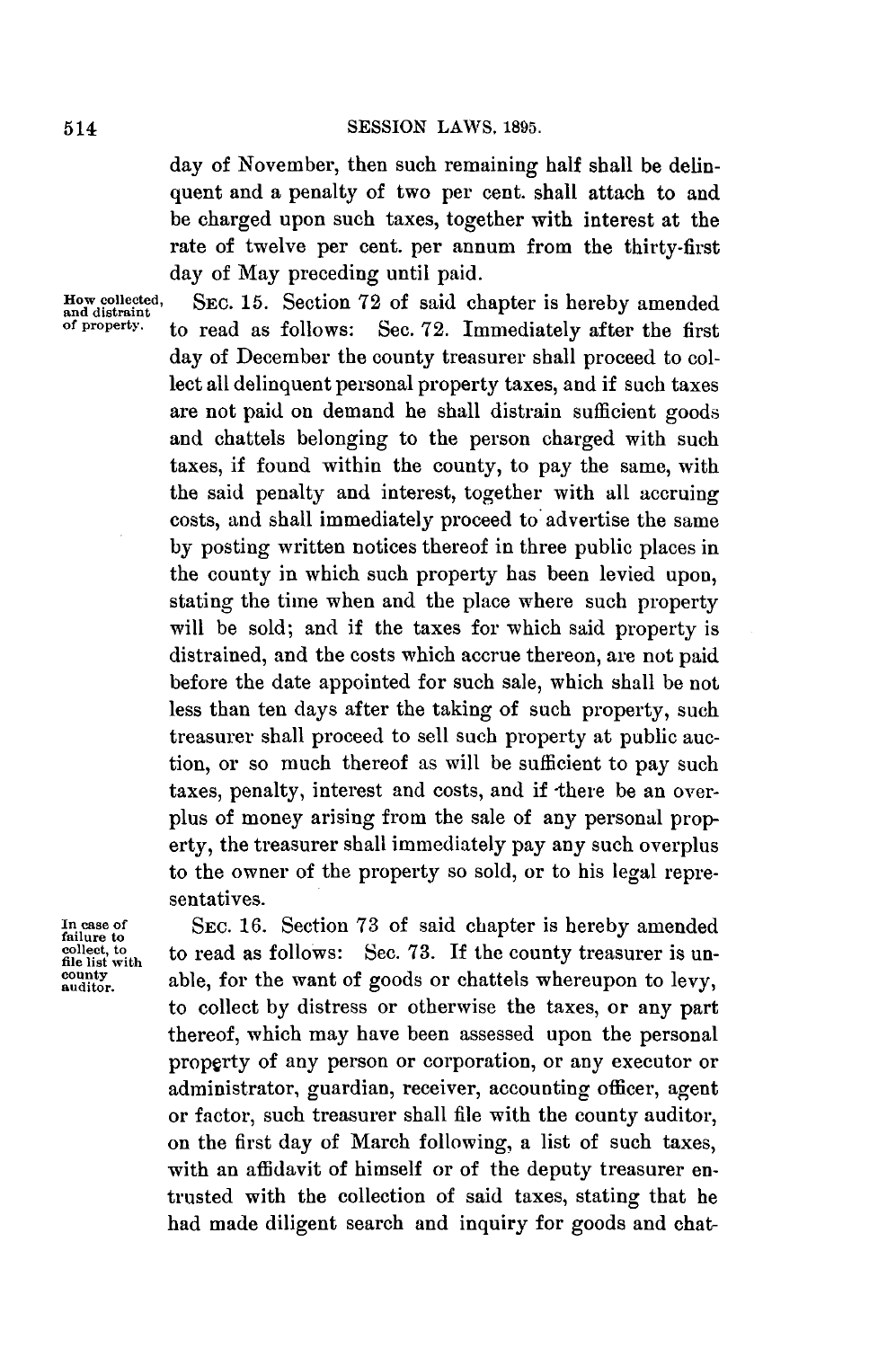day of November, then such remaining half shall be delinquent and a penalty of two per cent. shall attach to and be charged upon such taxes, together with interest at the rate of twelve per cent. per annum from the thirty-first day of May preceding until paid.

*How collected, and distraint of property.*

SEC. 15. Section 72 of said chapter is hereby amended to read as follows: Sec. 72. Immediately after the first day of December the county treasurer shall proceed to collect all delinquent personal property taxes, and if such taxes are not paid on demand he shall distrain sufficient goods and chattels belonging to the person charged with such taxes, if found within the county, to pay the same, with the said penalty and interest, together with all accruing costs, and shall immediately proceed to advertise the same by posting written notices thereof in three public places in the county in which such property has been levied upon, stating the time when and the place where such property will be sold; and if the taxes for which said property is distrained, and the costs which accrue thereon, are not paid before the date appointed for such sale, which shall be not less than ten days after the taking of such property, such treasurer shall proceed to sell such property at public auction, or so much thereof as will be sufficient to pay such taxes, penalty, interest and costs, and if there be an overplus of money arising from the sale of any personal property, the treasurer shall immediately pay any such overplus to the owner of the property so sold, or to his legal representatives.

*In case of failure to collect, to file list with county auditor.*

SEC. 16. Section 73 of said chapter is hereby amended to read as follows: Sec. 73. If the county treasurer is unable, for the want of goods or chattels whereupon to levy, to collect by distress or otherwise the taxes, or any part thereof, which may have been assessed upon the personal property of any person or corporation, or any executor or administrator, guardian, receiver, accounting officer, agent or factor, such treasurer shall file with the county auditor, on the first day of March following, a list of such taxes, with an affidavit of himself or of the deputy treasurer entrusted with the collection of said taxes, stating that he had made diligent search and inquiry for goods and chat-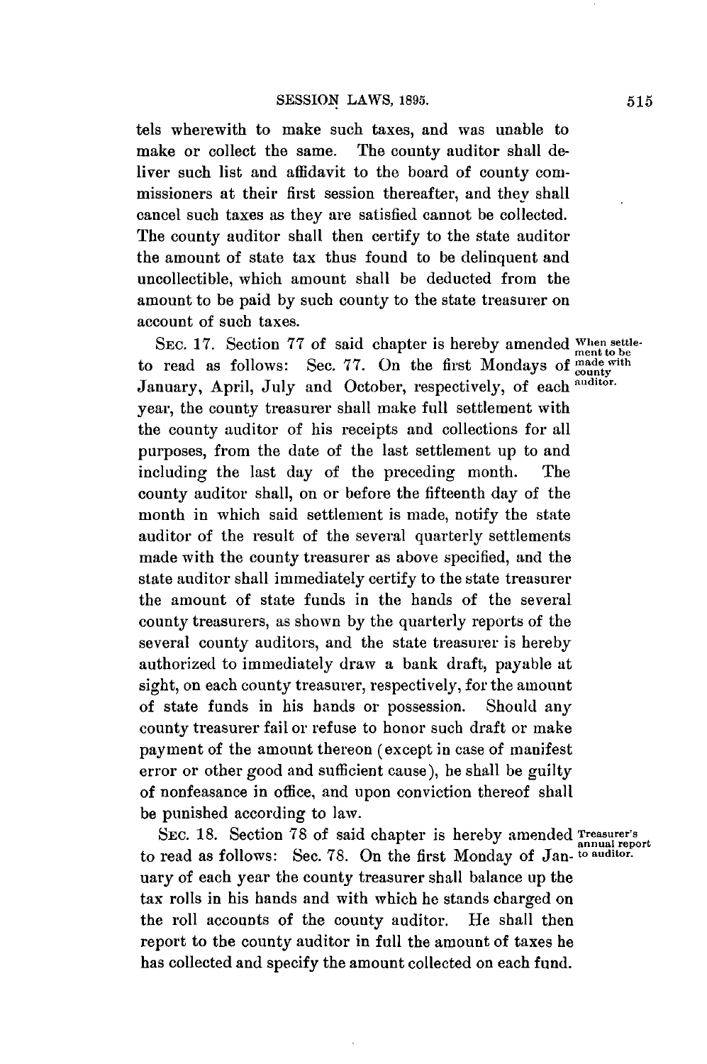tels wherewith to make such taxes, and was unable to make or collect the same. The county auditor shall deliver such list and affidavit to the board of county commissioners at their first session thereafter, and they shall cancel such taxes as they are satisfied cannot be collected. The county auditor shall then certify to the state auditor the amount of state tax thus found to be delinquent and uncollectible, which amount shall be deducted from the amount to be paid by such county to the state treasurer on account of such taxes.

*When settlement to be made with county auditor.*

SEC. 17. Section 77 of said chapter is hereby amended to read as follows: Sec. 77. On the first Mondays of January, April, July and October, respectively, of each year, the county treasurer shall make full settlement with the county auditor of his receipts and collections for all purposes, from the date of the last settlement up to and including the last day of the preceding month. The county auditor shall, on or before the fifteenth day of the month in which said settlement is made, notify the state auditor of the result of the several quarterly settlements made with the county treasurer as above specified, and the state auditor shall immediately certify to the state treasurer the amount of state funds in the hands of the several county treasurers, as shown by the quarterly reports of the several county auditors, and the state treasurer is hereby authorized to immediately draw a bank draft, payable at sight, on each county treasurer, respectively, for the amount of state funds in his hands or possession. Should any county treasurer fail or refuse to honor such draft or make payment of the amount thereon (except in case of manifest error or other good and sufficient cause), he shall be guilty of nonfeasance in office, and upon conviction thereof shall be punished according to law.

*Treasurer's annual report to auditor.*

SEC. 18. Section 78 of said chapter is hereby amended to read as follows: Sec. 78. On the first Monday of January of each year the county treasurer shall balance up the tax rolls in his hands and with which he stands charged on the roll accounts of the county auditor. He shall then report to the county auditor in full the amount of taxes he has collected and specify the amount collected on each fund.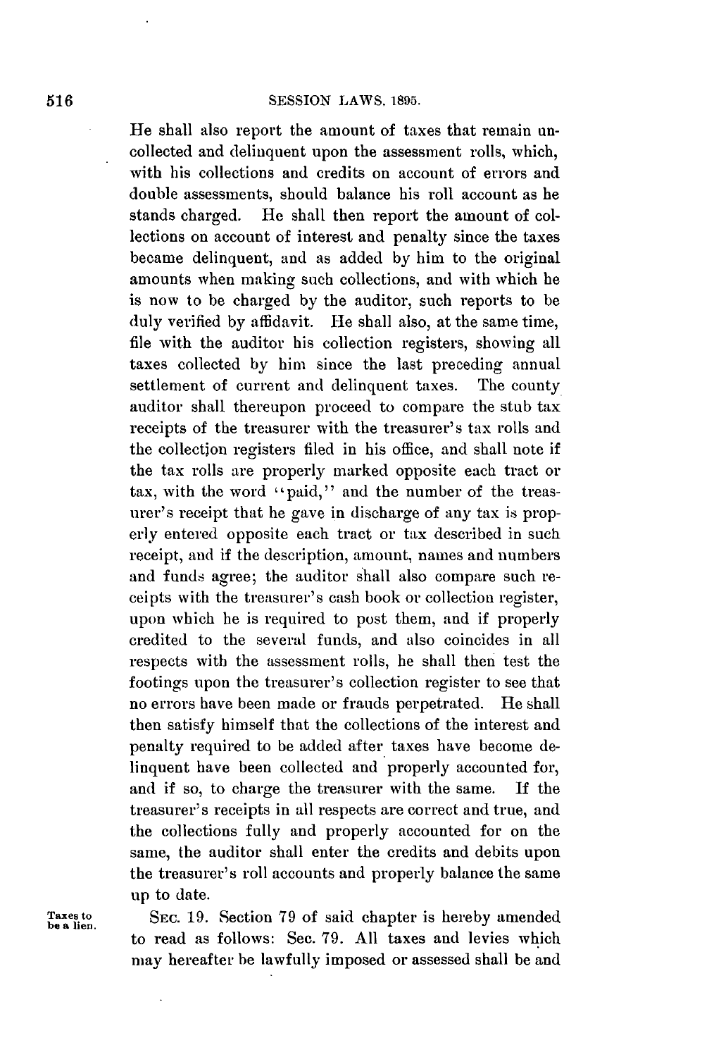He shall also report the amount of taxes that remain uncollected and delinquent upon the assessment rolls, which, with his collections and credits on account of errors and double assessments, should balance his roll account as he stands charged. He shall then report the amount of collections on account of interest and penalty since the taxes became delinquent, and as added by him to the original amounts when making such collections, and with which he is now to be charged by the auditor, such reports to be duly verified by affidavit. He shall also, at the same time, file with the auditor his collection registers, showing all taxes collected by him since the last preceding annual settlement of current and delinquent taxes. The county auditor shall thereupon proceed to compare the stub tax receipts of the treasurer with the treasurer's tax rolls and the collection registers filed in his office, and shall note if the tax rolls are properly marked opposite each tract or tax, with the word "paid," and the number of the treasurer's receipt that he gave in discharge of any tax is properly entered opposite each tract or tax described in such receipt, and if the description, amount, names and numbers and funds agree; the auditor shall also compare such receipts with the treasurer's cash book or collection register, upon which he is required to post them, and if properly credited to the several funds, and also coincides in all respects with the assessment rolls, he shall then test the footings upon the treasurer's collection register to see that no errors have been made or frauds perpetrated. He shall then satisfy himself that the collections of the interest and penalty required to be added after taxes have become delinquent have been collected and properly accounted for, and if so, to charge the treasurer with the same. If the treasurer's receipts in all respects are correct and true, and the collections fully and properly accounted for on the same, the auditor shall enter the credits and debits upon the treasurer's roll accounts and properly balance the same up to date.

*Taxes to be a lien.*

SEC. 19. Section 79 of said chapter is hereby amended to read as follows: Sec. 79. All taxes and levies which may hereafter be lawfully imposed or assessed shall be and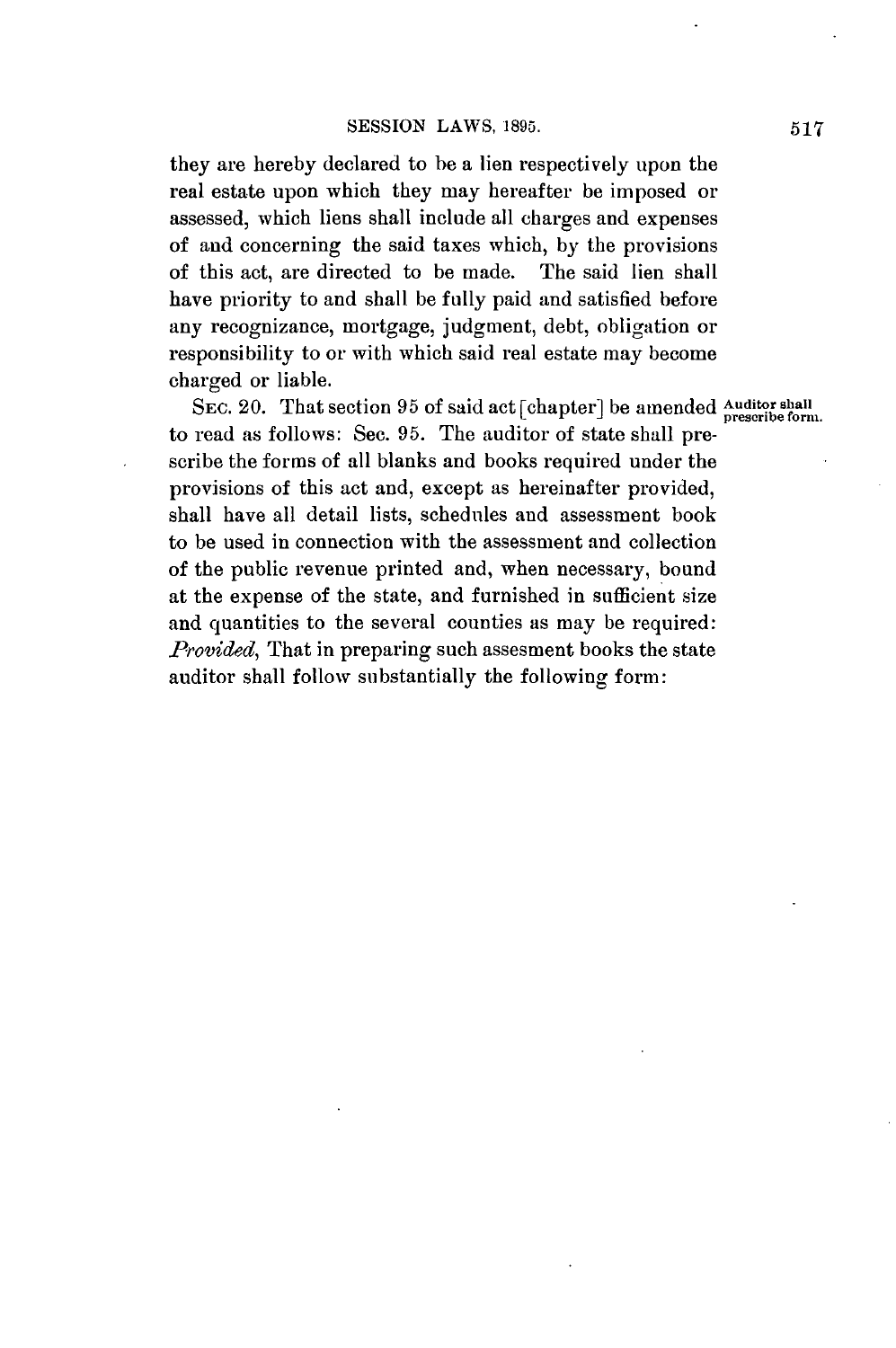they are hereby declared to be a lien respectively upon the real estate upon which they may hereafter be imposed or assessed, which liens shall include all charges and expenses of and concerning the said taxes which, by the provisions of this act, are directed to be made. The said lien shall have priority to and shall be fully paid and satisfied before any recognizance, mortgage, judgment, debt, obligation or responsibility to or with which said real estate may become charged or liable.

**Auditor shall prescribe form.**

SEC. 20. That section 95 of said act [chapter] be amended to read as follows: Sec. 95. The auditor of state shall prescribe the forms of all blanks and books required under the provisions of this act and, except as hereinafter provided, shall have all detail lists, schedules and assessment book to be used in connection with the assessment and collection of the public revenue printed and, when necessary, bound at the expense of the state, and furnished in sufficient size and quantities to the several counties as may be required: *Provided*, That in preparing such assesment books the state auditor shall follow substantially the following form: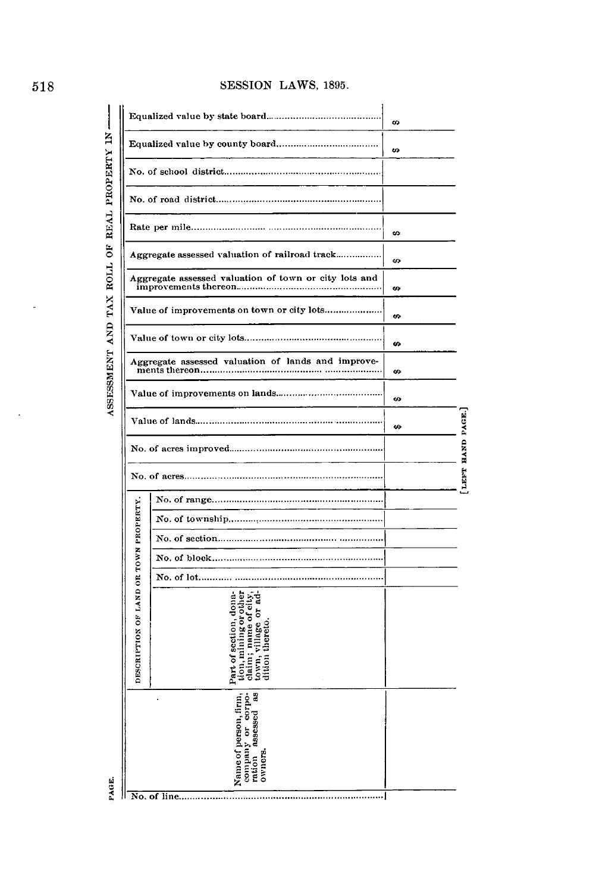# ASSESSMENT AND TAX ROLL OF REAL PROPERTY IN ——

PAGE.

[LEFT HAND PAGE.]

| Column | |
|---|---|
| No. of line | |
| Name of person, firm, company or corporation assessed as owners. | |
| DESCRIPTION OF LAND OR TOWN PROPERTY. Part of section, donation, mining or other claim; name of city, town, village or addition thereto. | |
| DESCRIPTION OF LAND OR TOWN PROPERTY. No. of lot | |
| DESCRIPTION OF LAND OR TOWN PROPERTY. No. of block | |
| DESCRIPTION OF LAND OR TOWN PROPERTY. No. of section | |
| DESCRIPTION OF LAND OR TOWN PROPERTY. No. of township | |
| DESCRIPTION OF LAND OR TOWN PROPERTY. No. of range | |
| No. of acres | |
| No. of acres improved | |
| Value of lands | $ |
| Value of improvements on lands | $ |
| Aggregate assessed valuation of lands and improvements thereon | $ |
| Value of town or city lots | $ |
| Value of improvements on town or city lots | $ |
| Aggregate assessed valuation of town or city lots and improvements thereon | $ |
| Aggregate assessed valuation of railroad track | $ |
| Rate per mile | $ |
| No. of road district | |
| No. of school district | |
| Equalized value by county board | $ |
| Equalized value by state board | $ |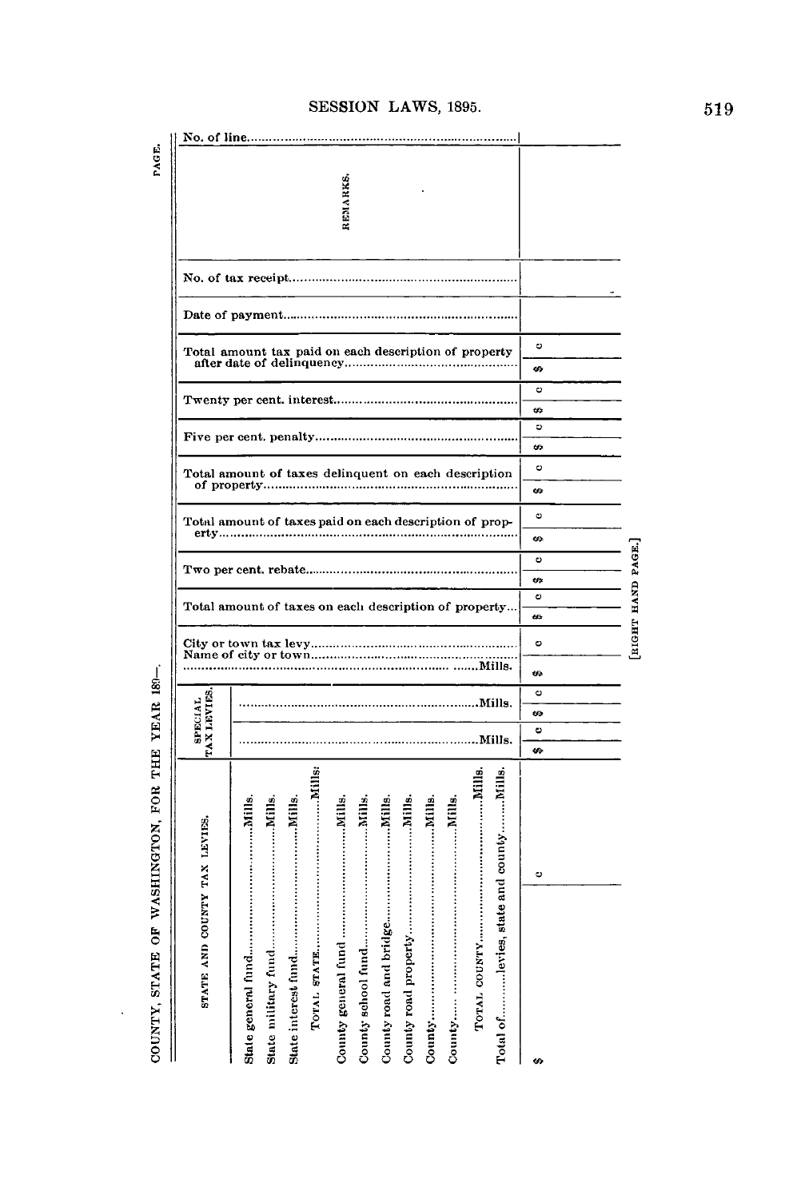COUNTY, STATE OF WASHINGTON, FOR THE YEAR 189—.

PAGE.

| STATE AND COUNTY TAX LEVIES. | SPECIAL TAX LEVIES. | | City or town tax levy. Name of city or town. ......Mills. | Total amount of taxes on each description of property. | Two per cent. rebate. | Total amount of taxes paid on each description of property. | Total amount of taxes delinquent on each description of property. | Five per cent. penalty. | Twenty per cent. interest. | Total amount tax paid on each description of property after date of delinquency. | Date of payment. | No. of tax receipt. | REMARKS. | No. of line. |
|---|---|---|---|---|---|---|---|---|---|---|---|---|---|---|
| State general fund.......Mills.<br>State military fund.......Mills.<br>State interest fund.......Mills.<br>TOTAL STATE.......Mills.<br>County general fund.......Mills.<br>County school fund.......Mills.<br>County road and bridge.......Mills.<br>County road property.......Mills.<br>County.......Mills.<br>County.......Mills.<br>TOTAL COUNTY.......Mills.<br>Total of.......levies, state and county.......Mills. | .......Mills. | .......Mills. | | | | | | | | | | | | |
| $ c | $ c | $ c | $ c | $ c | $ c | $ c | $ c | $ c | $ c | $ c | | | | |

[RIGHT HAND PAGE.]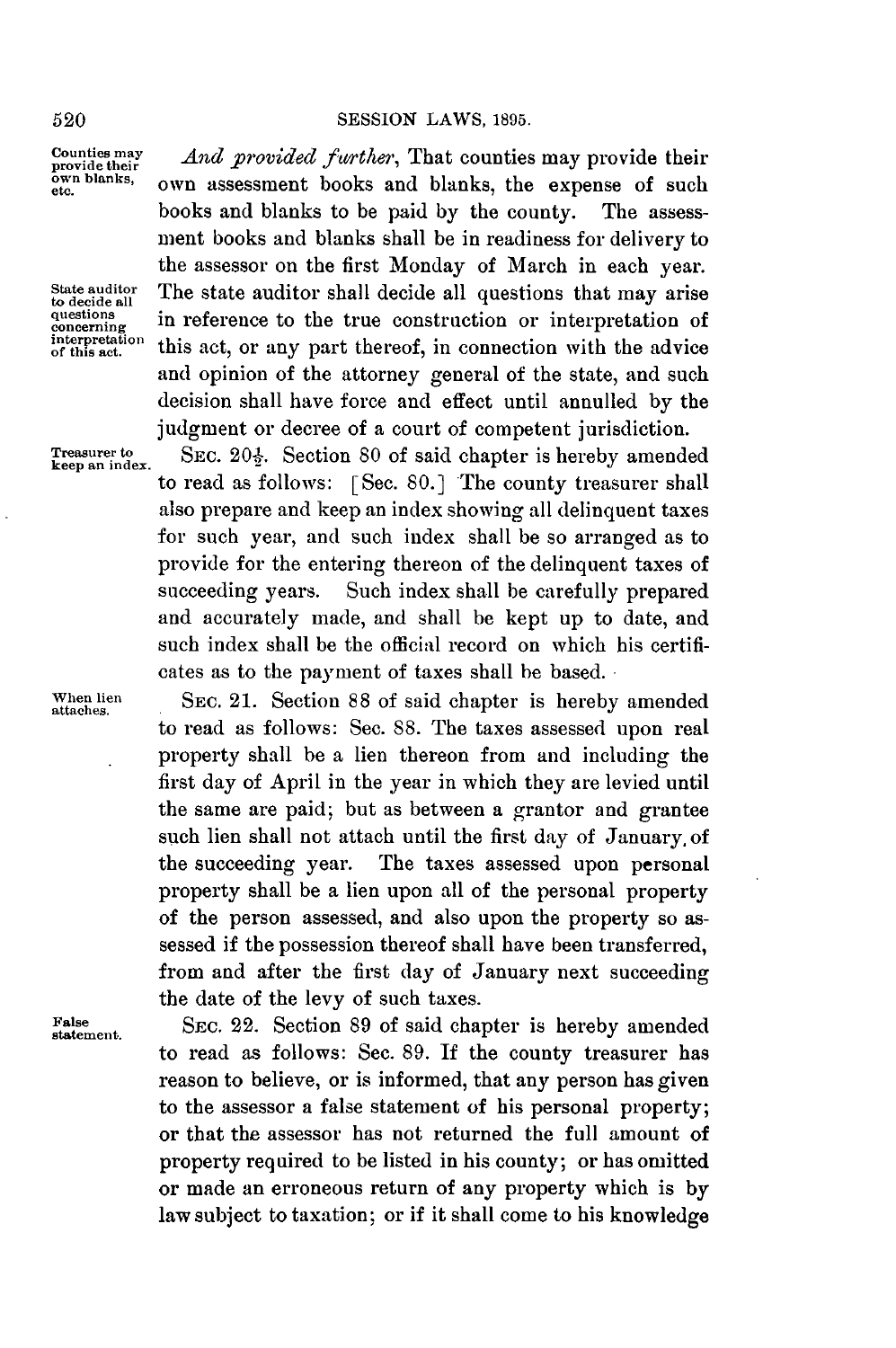*And provided further*, That counties may provide their own assessment books and blanks, the expense of such books and blanks to be paid by the county. The assessment books and blanks shall be in readiness for delivery to the assessor on the first Monday of March in each year. The state auditor shall decide all questions that may arise in reference to the true construction or interpretation of this act, or any part thereof, in connection with the advice and opinion of the attorney general of the state, and such decision shall have force and effect until annulled by the judgment or decree of a court of competent jurisdiction.

SEC. 20½. Section 80 of said chapter is hereby amended to read as follows: [Sec. 80.] The county treasurer shall also prepare and keep an index showing all delinquent taxes for such year, and such index shall be so arranged as to provide for the entering thereon of the delinquent taxes of succeeding years. Such index shall be carefully prepared and accurately made, and shall be kept up to date, and such index shall be the official record on which his certificates as to the payment of taxes shall be based.

SEC. 21. Section 88 of said chapter is hereby amended to read as follows: Sec. 88. The taxes assessed upon real property shall be a lien thereon from and including the first day of April in the year in which they are levied until the same are paid; but as between a grantor and grantee such lien shall not attach until the first day of January of the succeeding year. The taxes assessed upon personal property shall be a lien upon all of the personal property of the person assessed, and also upon the property so assessed if the possession thereof shall have been transferred, from and after the first day of January next succeeding the date of the levy of such taxes.

SEC. 22. Section 89 of said chapter is hereby amended to read as follows: Sec. 89. If the county treasurer has reason to believe, or is informed, that any person has given to the assessor a false statement of his personal property; or that the assessor has not returned the full amount of property required to be listed in his county; or has omitted or made an erroneous return of any property which is by law subject to taxation; or if it shall come to his knowledge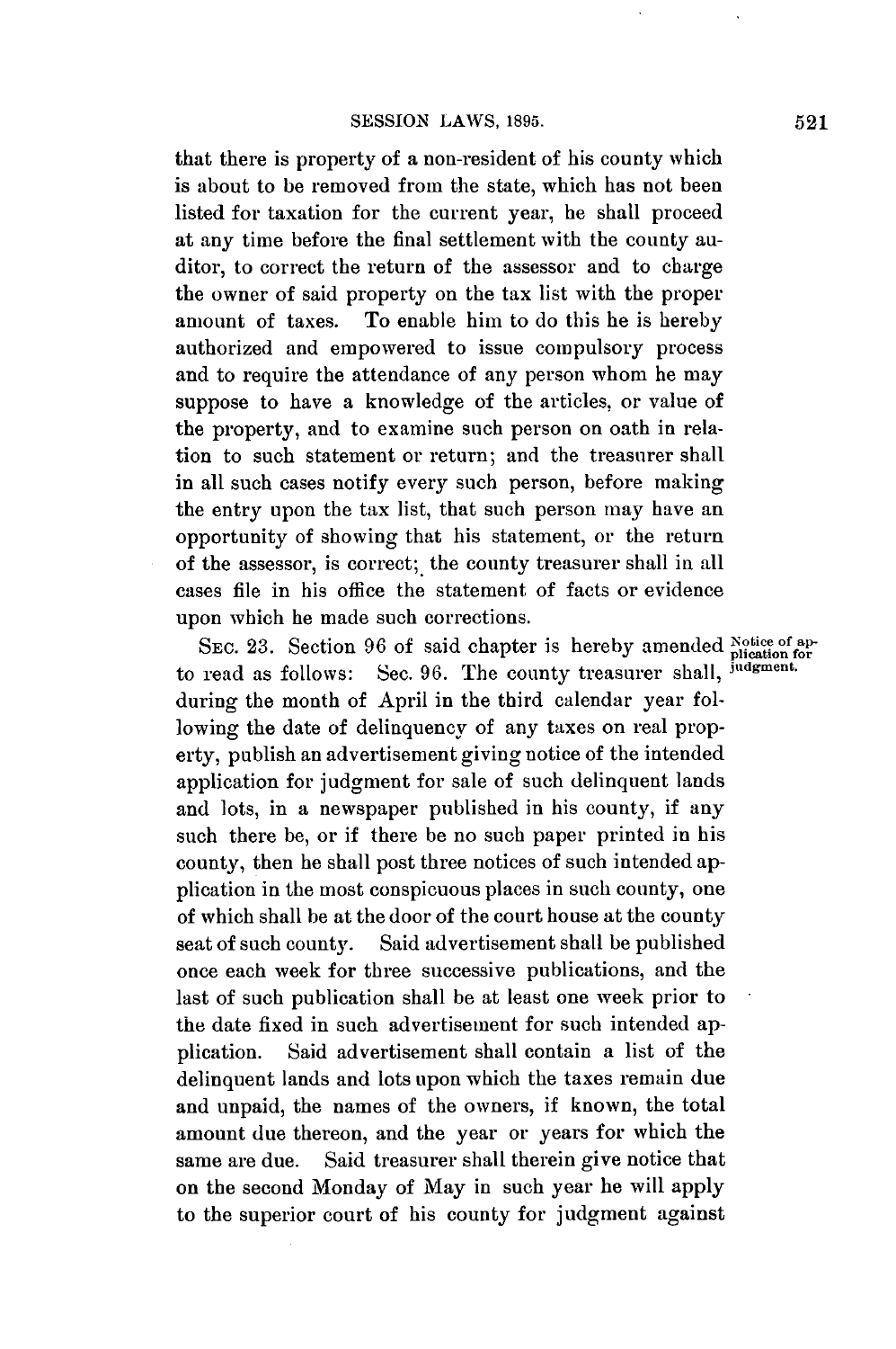that there is property of a non-resident of his county which is about to be removed from the state, which has not been listed for taxation for the current year, he shall proceed at any time before the final settlement with the county auditor, to correct the return of the assessor and to charge the owner of said property on the tax list with the proper amount of taxes. To enable him to do this he is hereby authorized and empowered to issue compulsory process and to require the attendance of any person whom he may suppose to have a knowledge of the articles, or value of the property, and to examine such person on oath in relation to such statement or return; and the treasurer shall in all such cases notify every such person, before making the entry upon the tax list, that such person may have an opportunity of showing that his statement, or the return of the assessor, is correct; the county treasurer shall in all cases file in his office the statement of facts or evidence upon which he made such corrections.

SEC. 23. Section 96 of said chapter is hereby amended to read as follows: Sec. 96. The county treasurer shall, during the month of April in the third calendar year following the date of delinquency of any taxes on real property, publish an advertisement giving notice of the intended application for judgment for sale of such delinquent lands and lots, in a newspaper published in his county, if any such there be, or if there be no such paper printed in his county, then he shall post three notices of such intended application in the most conspicuous places in such county, one of which shall be at the door of the court house at the county seat of such county. Said advertisement shall be published once each week for three successive publications, and the last of such publication shall be at least one week prior to the date fixed in such advertisement for such intended application. Said advertisement shall contain a list of the delinquent lands and lots upon which the taxes remain due and unpaid, the names of the owners, if known, the total amount due thereon, and the year or years for which the same are due. Said treasurer shall therein give notice that on the second Monday of May in such year he will apply to the superior court of his county for judgment against

*Notice of application for judgment.*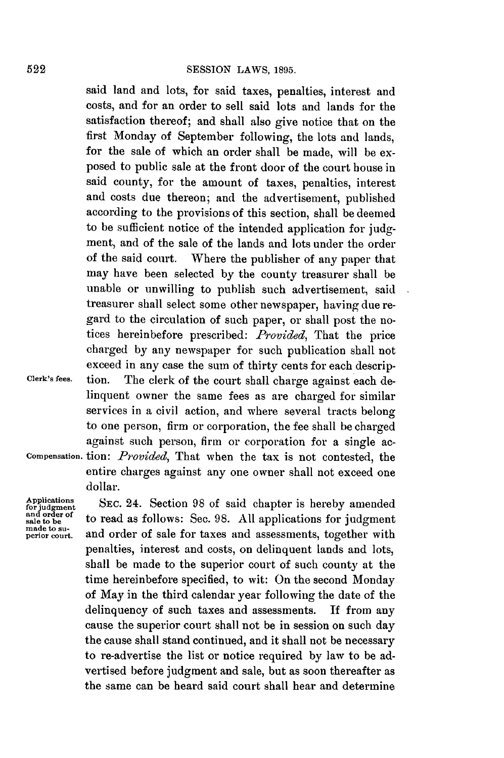said land and lots, for said taxes, penalties, interest and costs, and for an order to sell said lots and lands for the satisfaction thereof; and shall also give notice that on the first Monday of September following, the lots and lands, for the sale of which an order shall be made, will be exposed to public sale at the front door of the court house in said county, for the amount of taxes, penalties, interest and costs due thereon; and the advertisement, published according to the provisions of this section, shall be deemed to be sufficient notice of the intended application for judgment, and of the sale of the lands and lots under the order of the said court. Where the publisher of any paper that may have been selected by the county treasurer shall be unable or unwilling to publish such advertisement, said treasurer shall select some other newspaper, having due regard to the circulation of such paper, or shall post the notices hereinbefore prescribed: *Provided*, That the price charged by any newspaper for such publication shall not exceed in any case the sum of thirty cents for each description. The clerk of the court shall charge against each delinquent owner the same fees as are charged for similar services in a civil action, and where several tracts belong to one person, firm or corporation, the fee shall be charged against such person, firm or corporation for a single action: *Provided*, That when the tax is not contested, the entire charges against any one owner shall not exceed one dollar.

Clerk's fees.

Compensation.

Applications for judgment and order of sale to be made to superior court.

SEC. 24. Section 98 of said chapter is hereby amended to read as follows: Sec. 98. All applications for judgment and order of sale for taxes and assessments, together with penalties, interest and costs, on delinquent lands and lots, shall be made to the superior court of such county at the time hereinbefore specified, to wit: On the second Monday of May in the third calendar year following the date of the delinquency of such taxes and assessments. If from any cause the superior court shall not be in session on such day the cause shall stand continued, and it shall not be necessary to re-advertise the list or notice required by law to be advertised before judgment and sale, but as soon thereafter as the same can be heard said court shall hear and determine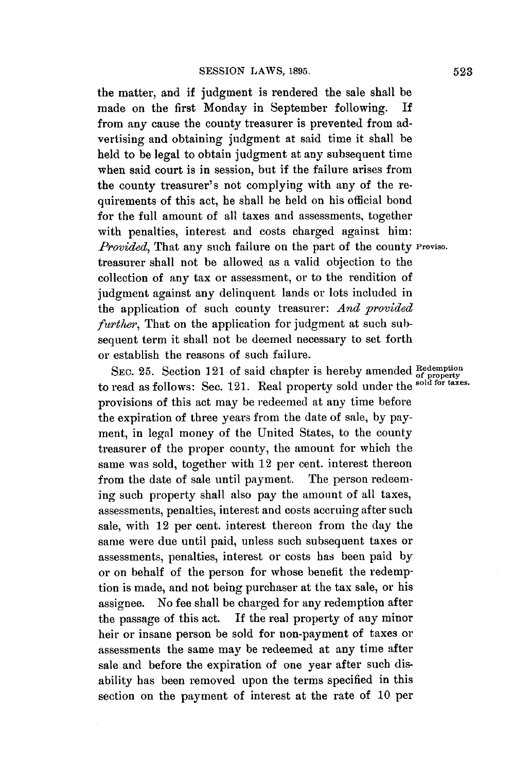the matter, and if judgment is rendered the sale shall be made on the first Monday in September following. If from any cause the county treasurer is prevented from advertising and obtaining judgment at said time it shall be held to be legal to obtain judgment at any subsequent time when said court is in session, but if the failure arises from the county treasurer's not complying with any of the requirements of this act, he shall be held on his official bond for the full amount of all taxes and assessments, together with penalties, interest and costs charged against him: *Provided*, That any such failure on the part of the county treasurer shall not be allowed as a valid objection to the collection of any tax or assessment, or to the rendition of judgment against any delinquent lands or lots included in the application of such county treasurer: *And provided further*, That on the application for judgment at such subsequent term it shall not be deemed necessary to set forth or establish the reasons of such failure.

**Proviso.**

**Redemption of property sold for taxes.**

SEC. 25. Section 121 of said chapter is hereby amended to read as follows: Sec. 121. Real property sold under the provisions of this act may be redeemed at any time before the expiration of three years from the date of sale, by payment, in legal money of the United States, to the county treasurer of the proper county, the amount for which the same was sold, together with 12 per cent. interest thereon from the date of sale until payment. The person redeeming such property shall also pay the amount of all taxes, assessments, penalties, interest and costs accruing after such sale, with 12 per cent. interest thereon from the day the same were due until paid, unless such subsequent taxes or assessments, penalties, interest or costs has been paid by or on behalf of the person for whose benefit the redemption is made, and not being purchaser at the tax sale, or his assignee. No fee shall be charged for any redemption after the passage of this act. If the real property of any minor heir or insane person be sold for non-payment of taxes or assessments the same may be redeemed at any time after sale and before the expiration of one year after such disability has been removed upon the terms specified in this section on the payment of interest at the rate of 10 per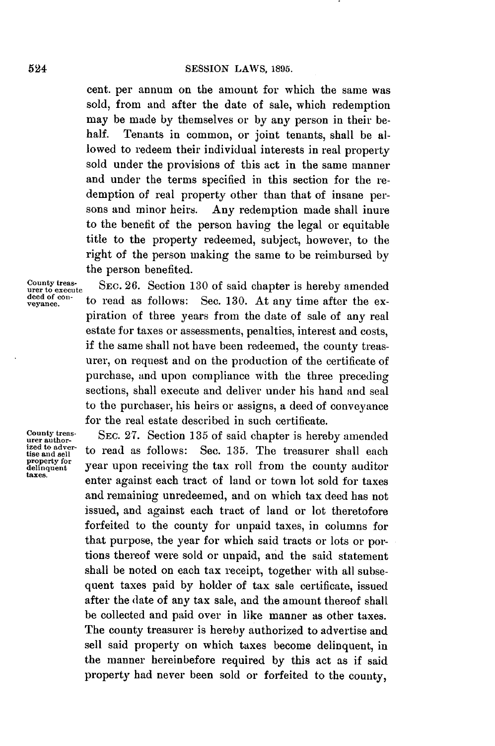cent. per annum on the amount for which the same was sold, from and after the date of sale, which redemption may be made by themselves or by any person in their behalf. Tenants in common, or joint tenants, shall be allowed to redeem their individual interests in real property sold under the provisions of this act in the same manner and under the terms specified in this section for the redemption of real property other than that of insane persons and minor heirs. Any redemption made shall inure to the benefit of the person having the legal or equitable title to the property redeemed, subject, however, to the right of the person making the same to be reimbursed by the person benefited.

*County treasurer to execute deed of conveyance.*

SEC. 26. Section 130 of said chapter is hereby amended to read as follows: Sec. 130. At any time after the expiration of three years from the date of sale of any real estate for taxes or assessments, penalties, interest and costs, if the same shall not have been redeemed, the county treasurer, on request and on the production of the certificate of purchase, and upon compliance with the three preceding sections, shall execute and deliver under his hand and seal to the purchaser, his heirs or assigns, a deed of conveyance for the real estate described in such certificate.

*County treasurer authorized to advertise and sell property for delinquent taxes.*

SEC. 27. Section 135 of said chapter is hereby amended to read as follows: Sec. 135. The treasurer shall each year upon receiving the tax roll from the county auditor enter against each tract of land or town lot sold for taxes and remaining unredeemed, and on which tax deed has not issued, and against each tract of land or lot theretofore forfeited to the county for unpaid taxes, in columns for that purpose, the year for which said tracts or lots or portions thereof were sold or unpaid, and the said statement shall be noted on each tax receipt, together with all subsequent taxes paid by holder of tax sale certificate, issued after the date of any tax sale, and the amount thereof shall be collected and paid over in like manner as other taxes. The county treasurer is hereby authorized to advertise and sell said property on which taxes become delinquent, in the manner hereinbefore required by this act as if said property had never been sold or forfeited to the county,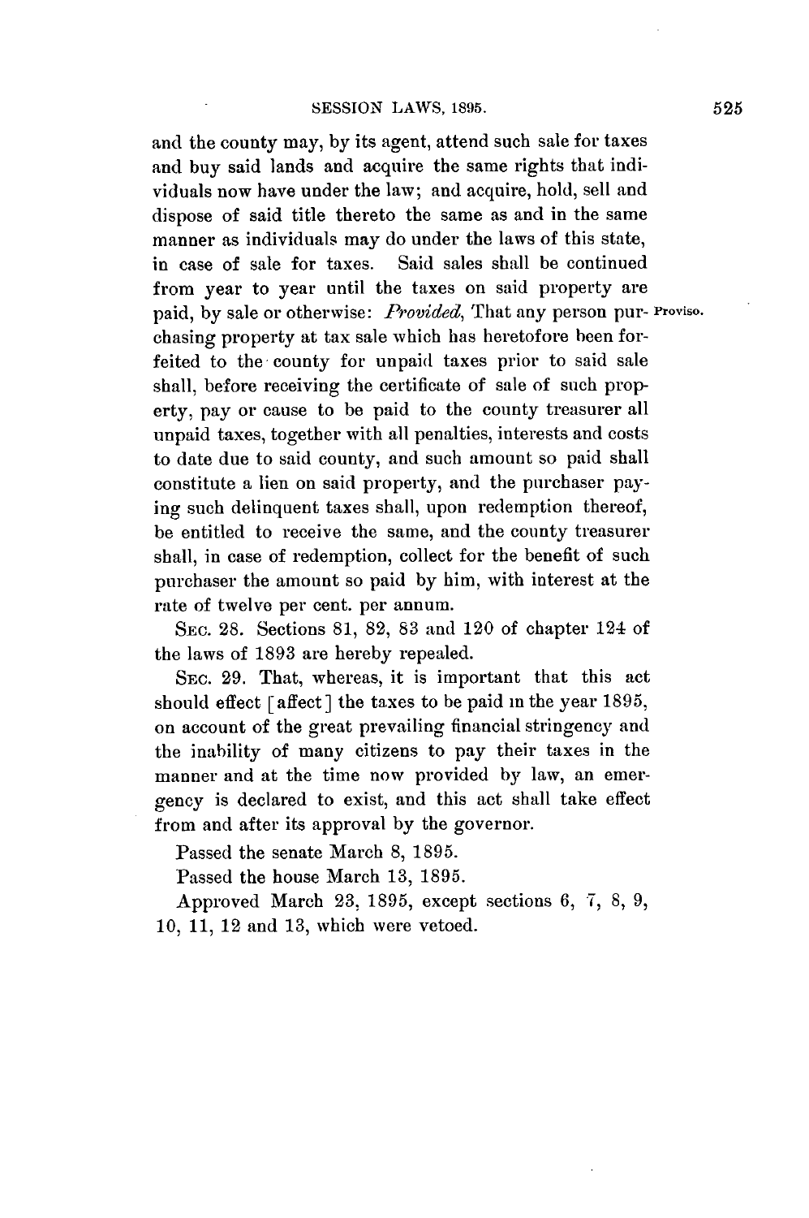and the county may, by its agent, attend such sale for taxes and buy said lands and acquire the same rights that individuals now have under the law; and acquire, hold, sell and dispose of said title thereto the same as and in the same manner as individuals may do under the laws of this state, in case of sale for taxes. Said sales shall be continued from year to year until the taxes on said property are paid, by sale or otherwise: *Provided*, That any person purchasing property at tax sale which has heretofore been forfeited to the county for unpaid taxes prior to said sale shall, before receiving the certificate of sale of such property, pay or cause to be paid to the county treasurer all unpaid taxes, together with all penalties, interests and costs to date due to said county, and such amount so paid shall constitute a lien on said property, and the purchaser paying such delinquent taxes shall, upon redemption thereof, be entitled to receive the same, and the county treasurer shall, in case of redemption, collect for the benefit of such purchaser the amount so paid by him, with interest at the rate of twelve per cent. per annum.

**Proviso.**

SEC. 28. Sections 81, 82, 83 and 120 of chapter 124 of the laws of 1893 are hereby repealed.

SEC. 29. That, whereas, it is important that this act should effect [affect] the taxes to be paid in the year 1895, on account of the great prevailing financial stringency and the inability of many citizens to pay their taxes in the manner and at the time now provided by law, an emergency is declared to exist, and this act shall take effect from and after its approval by the governor.

Passed the senate March 8, 1895.

Passed the house March 13, 1895.

Approved March 23, 1895, except sections 6, 7, 8, 9, 10, 11, 12 and 13, which were vetoed.